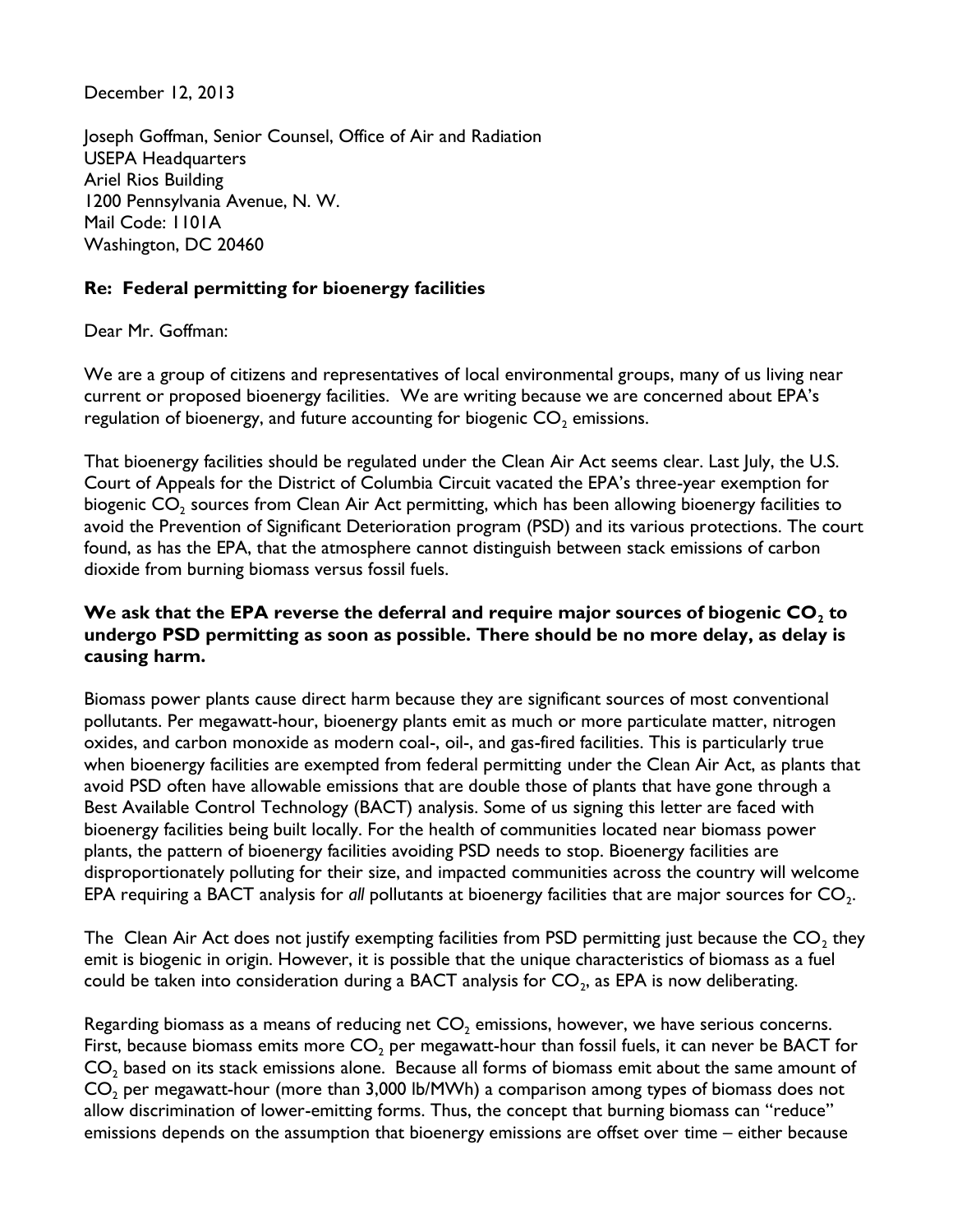December 12, 2013

Joseph Goffman, Senior Counsel, Office of Air and Radiation
USEPA Headquarters
Ariel Rios Building
1200 Pennsylvania Avenue, N. W.
Mail Code: 1101A
Washington, DC 20460

**Re: Federal permitting for bioenergy facilities**

Dear Mr. Goffman:

We are a group of citizens and representatives of local environmental groups, many of us living near current or proposed bioenergy facilities. We are writing because we are concerned about EPA's regulation of bioenergy, and future accounting for biogenic $CO_2$ emissions.

That bioenergy facilities should be regulated under the Clean Air Act seems clear. Last July, the U.S. Court of Appeals for the District of Columbia Circuit vacated the EPA's three-year exemption for biogenic $CO_2$ sources from Clean Air Act permitting, which has been allowing bioenergy facilities to avoid the Prevention of Significant Deterioration program (PSD) and its various protections. The court found, as has the EPA, that the atmosphere cannot distinguish between stack emissions of carbon dioxide from burning biomass versus fossil fuels.

**We ask that the EPA reverse the deferral and require major sources of biogenic $CO_2$ to undergo PSD permitting as soon as possible. There should be no more delay, as delay is causing harm.**

Biomass power plants cause direct harm because they are significant sources of most conventional pollutants. Per megawatt-hour, bioenergy plants emit as much or more particulate matter, nitrogen oxides, and carbon monoxide as modern coal-, oil-, and gas-fired facilities. This is particularly true when bioenergy facilities are exempted from federal permitting under the Clean Air Act, as plants that avoid PSD often have allowable emissions that are double those of plants that have gone through a Best Available Control Technology (BACT) analysis. Some of us signing this letter are faced with bioenergy facilities being built locally. For the health of communities located near biomass power plants, the pattern of bioenergy facilities avoiding PSD needs to stop. Bioenergy facilities are disproportionately polluting for their size, and impacted communities across the country will welcome EPA requiring a BACT analysis for *all* pollutants at bioenergy facilities that are major sources for $CO_2$.

The Clean Air Act does not justify exempting facilities from PSD permitting just because the $CO_2$ they emit is biogenic in origin. However, it is possible that the unique characteristics of biomass as a fuel could be taken into consideration during a BACT analysis for $CO_2$, as EPA is now deliberating.

Regarding biomass as a means of reducing net $CO_2$ emissions, however, we have serious concerns. First, because biomass emits more $CO_2$ per megawatt-hour than fossil fuels, it can never be BACT for $CO_2$ based on its stack emissions alone. Because all forms of biomass emit about the same amount of $CO_2$ per megawatt-hour (more than 3,000 lb/MWh) a comparison among types of biomass does not allow discrimination of lower-emitting forms. Thus, the concept that burning biomass can "reduce" emissions depends on the assumption that bioenergy emissions are offset over time – either because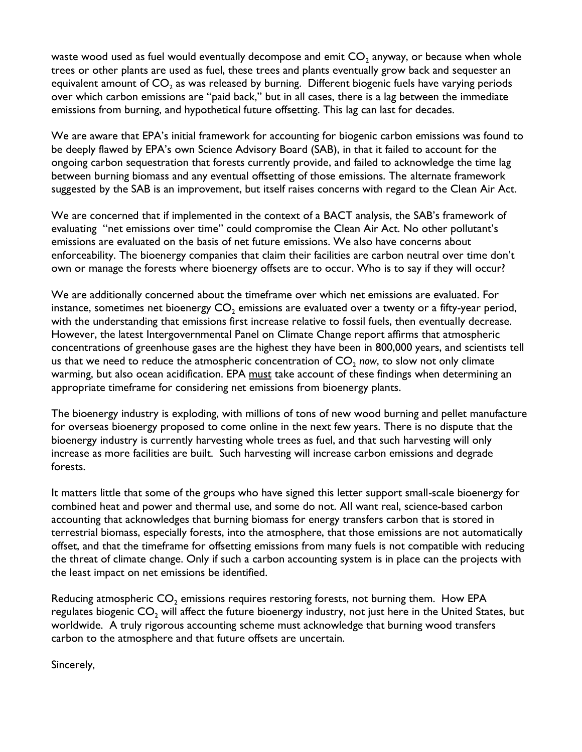waste wood used as fuel would eventually decompose and emit $CO_2$ anyway, or because when whole trees or other plants are used as fuel, these trees and plants eventually grow back and sequester an equivalent amount of $CO_2$ as was released by burning. Different biogenic fuels have varying periods over which carbon emissions are "paid back," but in all cases, there is a lag between the immediate emissions from burning, and hypothetical future offsetting. This lag can last for decades.

We are aware that EPA's initial framework for accounting for biogenic carbon emissions was found to be deeply flawed by EPA's own Science Advisory Board (SAB), in that it failed to account for the ongoing carbon sequestration that forests currently provide, and failed to acknowledge the time lag between burning biomass and any eventual offsetting of those emissions. The alternate framework suggested by the SAB is an improvement, but itself raises concerns with regard to the Clean Air Act.

We are concerned that if implemented in the context of a BACT analysis, the SAB's framework of evaluating "net emissions over time" could compromise the Clean Air Act. No other pollutant's emissions are evaluated on the basis of net future emissions. We also have concerns about enforceability. The bioenergy companies that claim their facilities are carbon neutral over time don't own or manage the forests where bioenergy offsets are to occur. Who is to say if they will occur?

We are additionally concerned about the timeframe over which net emissions are evaluated. For instance, sometimes net bioenergy $CO_2$ emissions are evaluated over a twenty or a fifty-year period, with the understanding that emissions first increase relative to fossil fuels, then eventually decrease. However, the latest Intergovernmental Panel on Climate Change report affirms that atmospheric concentrations of greenhouse gases are the highest they have been in 800,000 years, and scientists tell us that we need to reduce the atmospheric concentration of $CO_2$ *now*, to slow not only climate warming, but also ocean acidification. EPA must take account of these findings when determining an appropriate timeframe for considering net emissions from bioenergy plants.

The bioenergy industry is exploding, with millions of tons of new wood burning and pellet manufacture for overseas bioenergy proposed to come online in the next few years. There is no dispute that the bioenergy industry is currently harvesting whole trees as fuel, and that such harvesting will only increase as more facilities are built. Such harvesting will increase carbon emissions and degrade forests.

It matters little that some of the groups who have signed this letter support small-scale bioenergy for combined heat and power and thermal use, and some do not. All want real, science-based carbon accounting that acknowledges that burning biomass for energy transfers carbon that is stored in terrestrial biomass, especially forests, into the atmosphere, that those emissions are not automatically offset, and that the timeframe for offsetting emissions from many fuels is not compatible with reducing the threat of climate change. Only if such a carbon accounting system is in place can the projects with the least impact on net emissions be identified.

Reducing atmospheric $CO_2$ emissions requires restoring forests, not burning them. How EPA regulates biogenic $CO_2$ will affect the future bioenergy industry, not just here in the United States, but worldwide. A truly rigorous accounting scheme must acknowledge that burning wood transfers carbon to the atmosphere and that future offsets are uncertain.

Sincerely,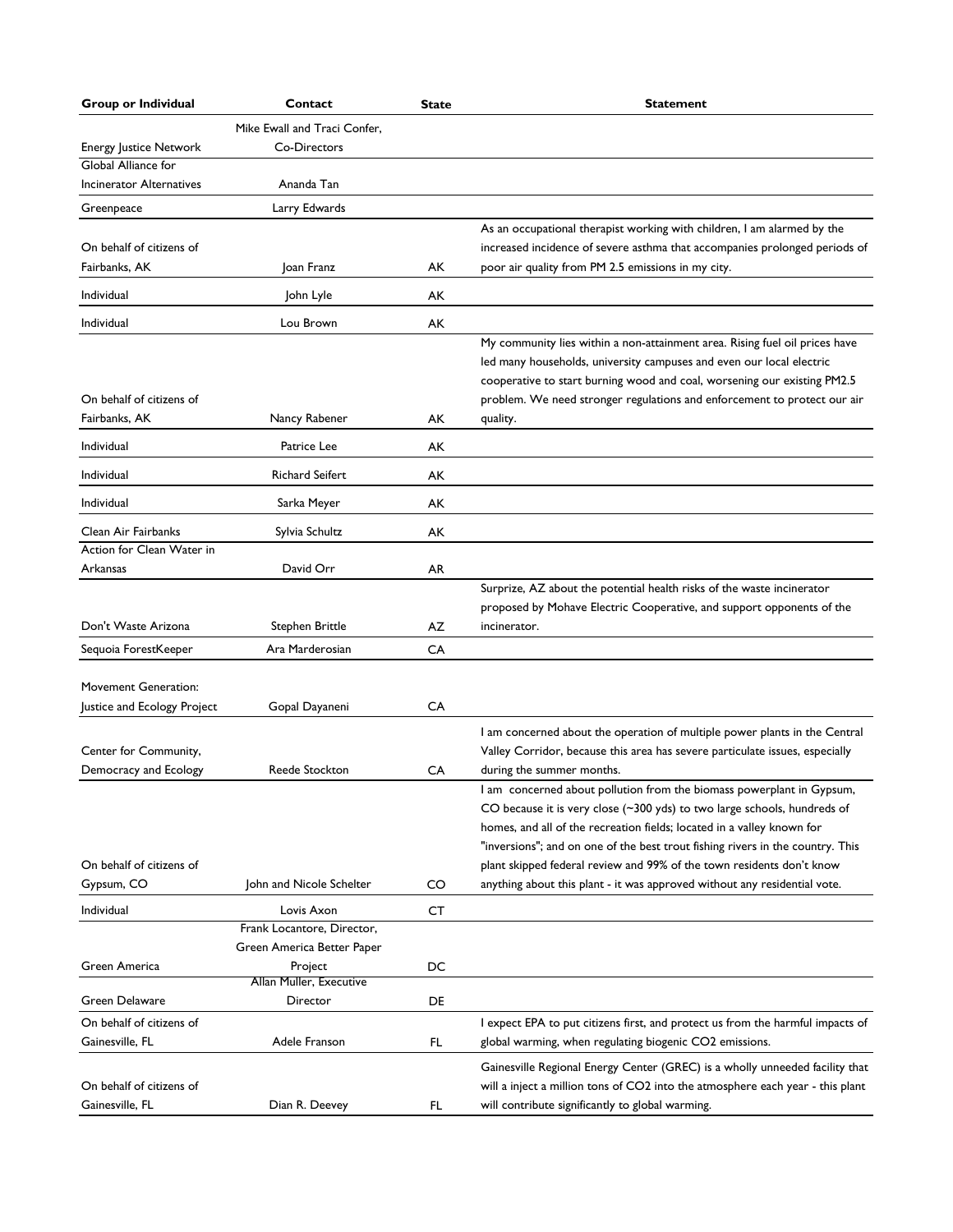| Group or Individual | Contact | State | Statement |
|---|---|---|---|
| Energy Justice Network | Mike Ewall and Traci Confer, Co-Directors | | |
| Global Alliance for Incinerator Alternatives | Ananda Tan | | |
| Greenpeace | Larry Edwards | | |
| On behalf of citizens of Fairbanks, AK | Joan Franz | AK | As an occupational therapist working with children, I am alarmed by the increased incidence of severe asthma that accompanies prolonged periods of poor air quality from PM 2.5 emissions in my city. |
| Individual | John Lyle | AK | |
| Individual | Lou Brown | AK | |
| On behalf of citizens of Fairbanks, AK | Nancy Rabener | AK | My community lies within a non-attainment area. Rising fuel oil prices have led many households, university campuses and even our local electric cooperative to start burning wood and coal, worsening our existing PM2.5 problem. We need stronger regulations and enforcement to protect our air quality. |
| Individual | Patrice Lee | AK | |
| Individual | Richard Seifert | AK | |
| Individual | Sarka Meyer | AK | |
| Clean Air Fairbanks | Sylvia Schultz | AK | |
| Action for Clean Water in Arkansas | David Orr | AR | |
| Don't Waste Arizona | Stephen Brittle | AZ | Surprize, AZ about the potential health risks of the waste incinerator proposed by Mohave Electric Cooperative, and support opponents of the incinerator. |
| Sequoia ForestKeeper | Ara Marderosian | CA | |
| Movement Generation: Justice and Ecology Project | Gopal Dayaneni | CA | |
| Center for Community, Democracy and Ecology | Reede Stockton | CA | I am concerned about the operation of multiple power plants in the Central Valley Corridor, because this area has severe particulate issues, especially during the summer months. |
| On behalf of citizens of Gypsum, CO | John and Nicole Schelter | CO | I am concerned about pollution from the biomass powerplant in Gypsum, CO because it is very close (~300 yds) to two large schools, hundreds of homes, and all of the recreation fields; located in a valley known for "inversions"; and on one of the best trout fishing rivers in the country. This plant skipped federal review and 99% of the town residents don't know anything about this plant - it was approved without any residential vote. |
| Individual | Lovis Axon | CT | |
| Green America | Frank Locantore, Director, Green America Better Paper Project | DC | |
| Green Delaware | Allan Muller, Executive Director | DE | |
| On behalf of citizens of Gainesville, FL | Adele Franson | FL | I expect EPA to put citizens first, and protect us from the harmful impacts of global warming, when regulating biogenic CO2 emissions. |
| On behalf of citizens of Gainesville, FL | Dian R. Deevey | FL | Gainesville Regional Energy Center (GREC) is a wholly unneeded facility that will a inject a million tons of CO2 into the atmosphere each year - this plant will contribute significantly to global warming. |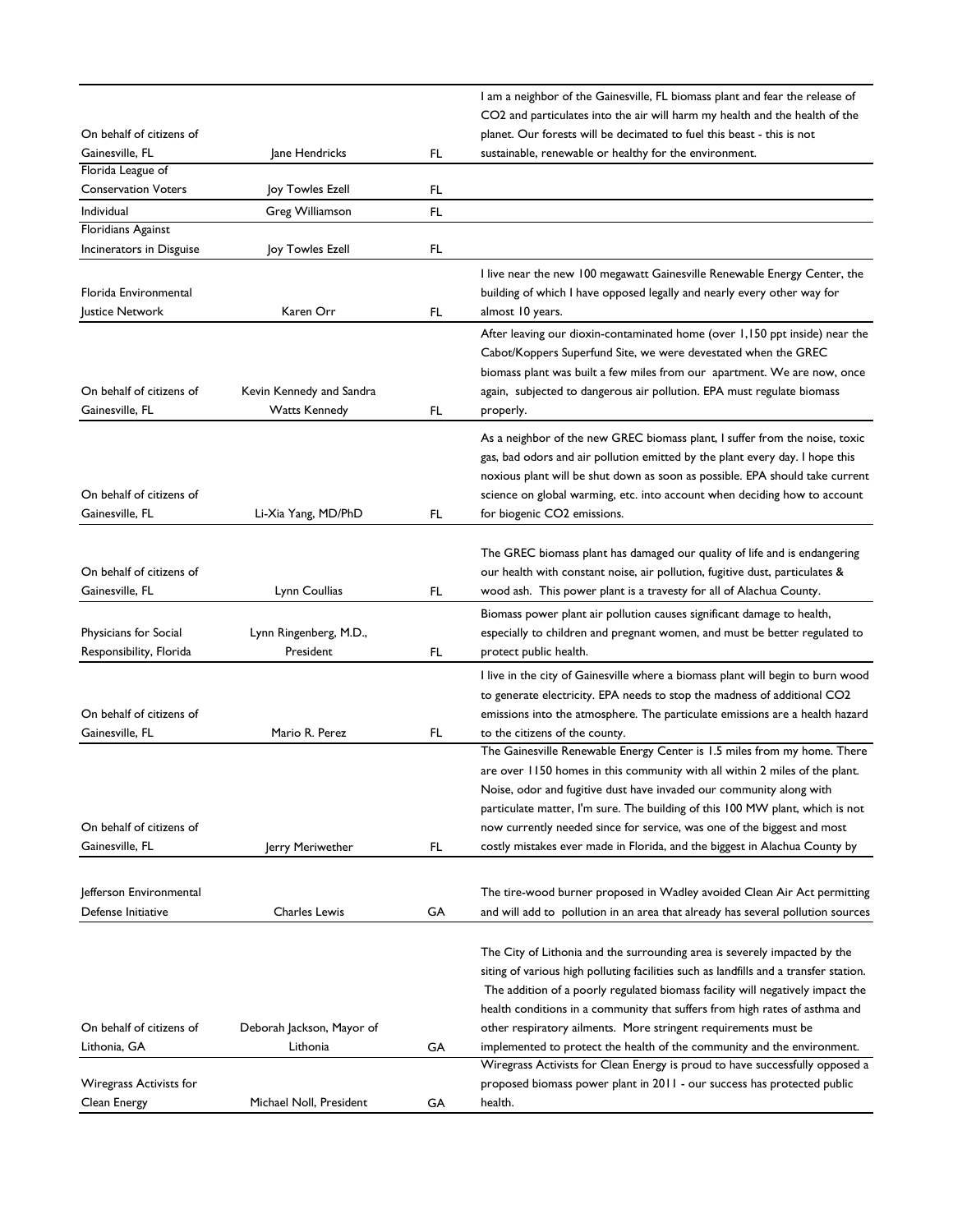| | | | |
|---|---|---|---|
| On behalf of citizens of Gainesville, FL | Jane Hendricks | FL | I am a neighbor of the Gainesville, FL biomass plant and fear the release of $CO_2$ and particulates into the air will harm my health and the health of the planet. Our forests will be decimated to fuel this beast - this is not sustainable, renewable or healthy for the environment. |
| Florida League of Conservation Voters | Joy Towles Ezell | FL | |
| Individual | Greg Williamson | FL | |
| Floridians Against Incinerators in Disguise | Joy Towles Ezell | FL | |
| Florida Environmental Justice Network | Karen Orr | FL | I live near the new 100 megawatt Gainesville Renewable Energy Center, the building of which I have opposed legally and nearly every other way for almost 10 years. |
| On behalf of citizens of Gainesville, FL | Kevin Kennedy and Sandra Watts Kennedy | FL | After leaving our dioxin-contaminated home (over 1,150 ppt inside) near the Cabot/Koppers Superfund Site, we were devestated when the GREC biomass plant was built a few miles from our apartment. We are now, once again, subjected to dangerous air pollution. EPA must regulate biomass properly. |
| On behalf of citizens of Gainesville, FL | Li-Xia Yang, MD/PhD | FL | As a neighbor of the new GREC biomass plant, I suffer from the noise, toxic gas, bad odors and air pollution emitted by the plant every day. I hope this noxious plant will be shut down as soon as possible. EPA should take current science on global warming, etc. into account when deciding how to account for biogenic $CO_2$ emissions. |
| On behalf of citizens of Gainesville, FL | Lynn Coullias | FL | The GREC biomass plant has damaged our quality of life and is endangering our health with constant noise, air pollution, fugitive dust, particulates & wood ash. This power plant is a travesty for all of Alachua County. |
| Physicians for Social Responsibility, Florida | Lynn Ringenberg, M.D., President | FL | Biomass power plant air pollution causes significant damage to health, especially to children and pregnant women, and must be better regulated to protect public health. |
| On behalf of citizens of Gainesville, FL | Mario R. Perez | FL | I live in the city of Gainesville where a biomass plant will begin to burn wood to generate electricity. EPA needs to stop the madness of additional $CO_2$ emissions into the atmosphere. The particulate emissions are a health hazard to the citizens of the county. |
| On behalf of citizens of Gainesville, FL | Jerry Meriwether | FL | The Gainesville Renewable Energy Center is 1.5 miles from my home. There are over 1150 homes in this community with all within 2 miles of the plant. Noise, odor and fugitive dust have invaded our community along with particulate matter, I'm sure. The building of this 100 MW plant, which is not now currently needed since for service, was one of the biggest and most costly mistakes ever made in Florida, and the biggest in Alachua County by |
| Jefferson Environmental Defense Initiative | Charles Lewis | GA | The tire-wood burner proposed in Wadley avoided Clean Air Act permitting and will add to pollution in an area that already has several pollution sources |
| On behalf of citizens of Lithonia, GA | Deborah Jackson, Mayor of Lithonia | GA | The City of Lithonia and the surrounding area is severely impacted by the siting of various high polluting facilities such as landfills and a transfer station. The addition of a poorly regulated biomass facility will negatively impact the health conditions in a community that suffers from high rates of asthma and other respiratory ailments. More stringent requirements must be implemented to protect the health of the community and the environment. |
| Wiregrass Activists for Clean Energy | Michael Noll, President | GA | Wiregrass Activists for Clean Energy is proud to have successfully opposed a proposed biomass power plant in 2011 - our success has protected public health. |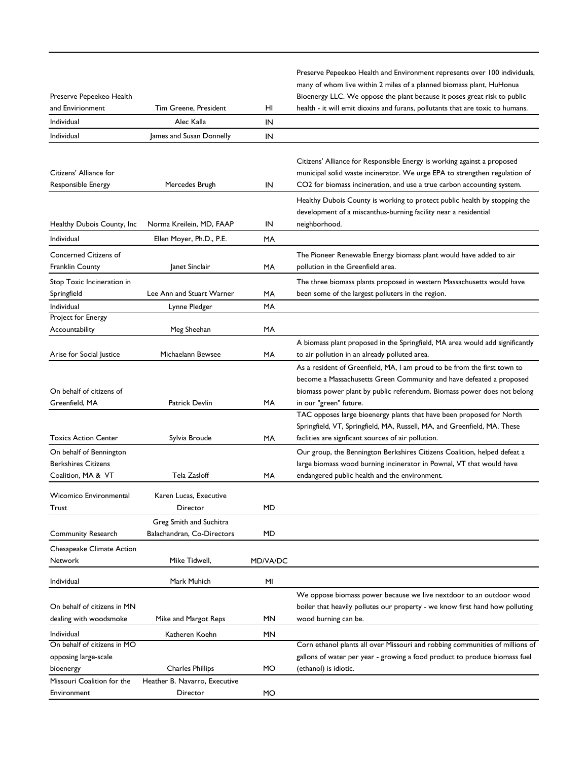| | | | |
|---|---|---|---|
| Preserve Pepeekeo Health and Envirionment | Tim Greene, President | HI | Preserve Pepeekeo Health and Environment represents over 100 individuals, many of whom live within 2 miles of a planned biomass plant, HuHonua Bioenergy LLC. We oppose the plant because it poses great risk to public health - it will emit dioxins and furans, pollutants that are toxic to humans. |
| Individual | Alec Kalla | IN | |
| Individual | James and Susan Donnelly | IN | |
| Citizens' Alliance for Responsible Energy | Mercedes Brugh | IN | Citizens' Alliance for Responsible Energy is working against a proposed municipal solid waste incinerator. We urge EPA to strengthen regulation of $CO_2$ for biomass incineration, and use a true carbon accounting system. |
| Healthy Dubois County, Inc | Norma Kreilein, MD, FAAP | IN | Healthy Dubois County is working to protect public health by stopping the development of a miscanthus-burning facility near a residential neighborhood. |
| Individual | Ellen Moyer, Ph.D., P.E. | MA | |
| Concerned Citizens of Franklin County | Janet Sinclair | MA | The Pioneer Renewable Energy biomass plant would have added to air pollution in the Greenfield area. |
| Stop Toxic Incineration in Springfield | Lee Ann and Stuart Warner | MA | The three biomass plants proposed in western Massachusetts would have been some of the largest polluters in the region. |
| Individual | Lynne Pledger | MA | |
| Project for Energy Accountability | Meg Sheehan | MA | |
| Arise for Social Justice | Michaelann Bewsee | MA | A biomass plant proposed in the Springfield, MA area would add significantly to air pollution in an already polluted area. |
| On behalf of citizens of Greenfield, MA | Patrick Devlin | MA | As a resident of Greenfield, MA, I am proud to be from the first town to become a Massachusetts Green Community and have defeated a proposed biomass power plant by public referendum. Biomass power does not belong in our "green" future. |
| Toxics Action Center | Sylvia Broude | MA | TAC opposes large bioenergy plants that have been proposed for North Springfield, VT, Springfield, MA, Russell, MA, and Greenfield, MA. These faclities are signficant sources of air pollution. |
| On behalf of Bennington Berkshires Citizens Coalition, MA & VT | Tela Zasloff | MA | Our group, the Bennington Berkshires Citizens Coalition, helped defeat a large biomass wood burning incinerator in Pownal, VT that would have endangered public health and the environment. |
| Wicomico Environmental Trust | Karen Lucas, Executive Director | MD | |
| Community Research | Greg Smith and Suchitra Balachandran, Co-Directors | MD | |
| Chesapeake Climate Action Network | Mike Tidwell, | MD/VA/DC | |
| Individual | Mark Muhich | MI | |
| On behalf of citizens in MN dealing with woodsmoke | Mike and Margot Reps | MN | We oppose biomass power because we live nextdoor to an outdoor wood boiler that heavily pollutes our property - we know first hand how polluting wood burning can be. |
| Individual | Katheren Koehn | MN | |
| On behalf of citizens in MO opposing large-scale bioenergy | Charles Phillips | MO | Corn ethanol plants all over Missouri and robbing communities of millions of gallons of water per year - growing a food product to produce biomass fuel (ethanol) is idiotic. |
| Missouri Coalition for the Environment | Heather B. Navarro, Executive Director | MO | |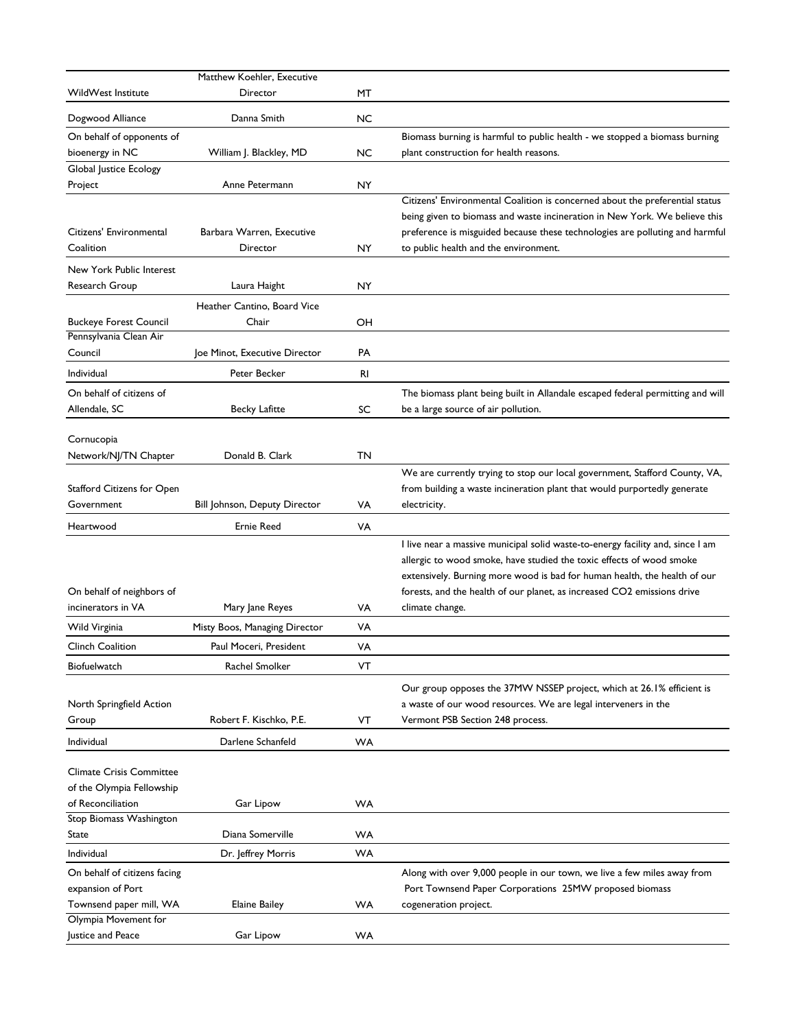| WildWest Institute | Matthew Koehler, Executive Director | MT | |
|---|---|---|---|
| Dogwood Alliance | Danna Smith | NC | |
| On behalf of opponents of bioenergy in NC | William J. Blackley, MD | NC | Biomass burning is harmful to public health - we stopped a biomass burning plant construction for health reasons. |
| Global Justice Ecology Project | Anne Petermann | NY | |
| Citizens' Environmental Coalition | Barbara Warren, Executive Director | NY | Citizens' Environmental Coalition is concerned about the preferential status being given to biomass and waste incineration in New York. We believe this preference is misguided because these technologies are polluting and harmful to public health and the environment. |
| New York Public Interest Research Group | Laura Haight | NY | |
| Buckeye Forest Council | Heather Cantino, Board Vice Chair | OH | |
| Pennsylvania Clean Air Council | Joe Minot, Executive Director | PA | |
| Individual | Peter Becker | RI | |
| On behalf of citizens of Allendale, SC | Becky Lafitte | SC | The biomass plant being built in Allandale escaped federal permitting and will be a large source of air pollution. |
| Cornucopia Network/NJ/TN Chapter | Donald B. Clark | TN | |
| Stafford Citizens for Open Government | Bill Johnson, Deputy Director | VA | We are currently trying to stop our local government, Stafford County, VA, from building a waste incineration plant that would purportedly generate electricity. |
| Heartwood | Ernie Reed | VA | |
| On behalf of neighbors of incinerators in VA | Mary Jane Reyes | VA | I live near a massive municipal solid waste-to-energy facility and, since I am allergic to wood smoke, have studied the toxic effects of wood smoke extensively. Burning more wood is bad for human health, the health of our forests, and the health of our planet, as increased $CO_2$ emissions drive climate change. |
| Wild Virginia | Misty Boos, Managing Director | VA | |
| Clinch Coalition | Paul Moceri, President | VA | |
| Biofuelwatch | Rachel Smolker | VT | |
| North Springfield Action Group | Robert F. Kischko, P.E. | VT | Our group opposes the 37MW NSSEP project, which at 26.1% efficient is a waste of our wood resources. We are legal interveners in the Vermont PSB Section 248 process. |
| Individual | Darlene Schanfeld | WA | |
| Climate Crisis Committee of the Olympia Fellowship of Reconciliation | Gar Lipow | WA | |
| Stop Biomass Washington State | Diana Somerville | WA | |
| Individual | Dr. Jeffrey Morris | WA | |
| On behalf of citizens facing expansion of Port Townsend paper mill, WA | Elaine Bailey | WA | Along with over 9,000 people in our town, we live a few miles away from Port Townsend Paper Corporations 25MW proposed biomass cogeneration project. |
| Olympia Movement for Justice and Peace | Gar Lipow | WA | |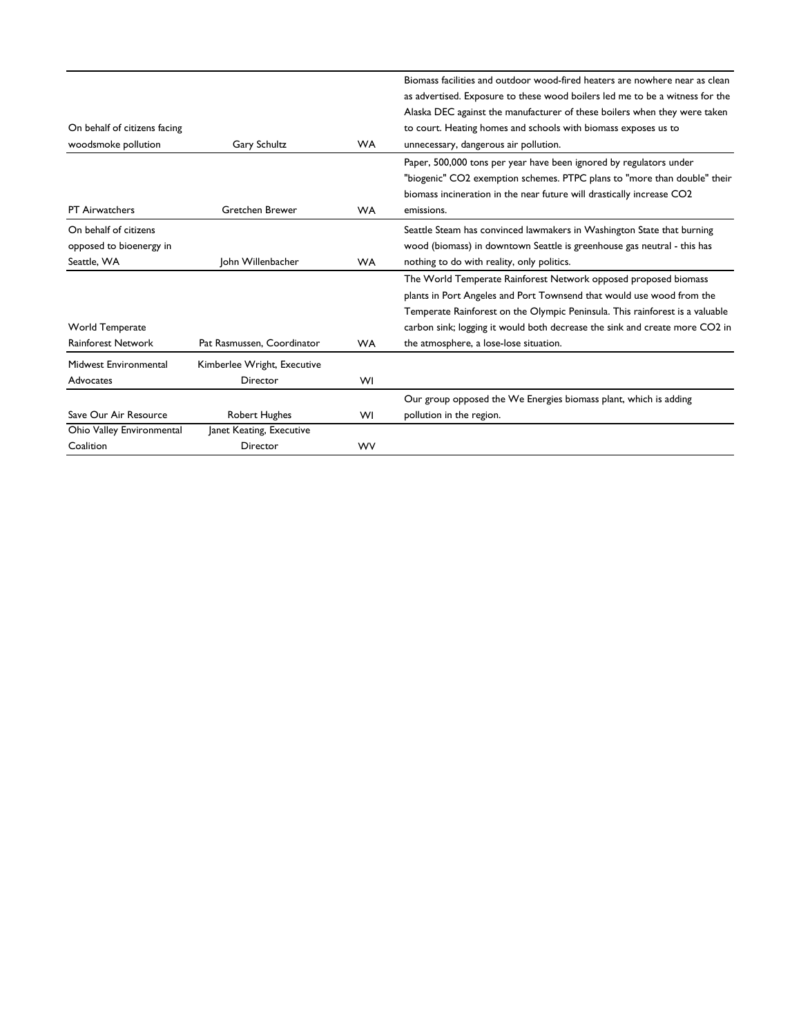| | | | |
|---|---|---|---|
| On behalf of citizens facing woodsmoke pollution | Gary Schultz | WA | Biomass facilities and outdoor wood-fired heaters are nowhere near as clean as advertised. Exposure to these wood boilers led me to be a witness for the Alaska DEC against the manufacturer of these boilers when they were taken to court. Heating homes and schools with biomass exposes us to unnecessary, dangerous air pollution. |
| PT Airwatchers | Gretchen Brewer | WA | Paper, 500,000 tons per year have been ignored by regulators under "biogenic" $CO_2$ exemption schemes. PTPC plans to "more than double" their biomass incineration in the near future will drastically increase $CO_2$ emissions. |
| On behalf of citizens opposed to bioenergy in Seattle, WA | John Willenbacher | WA | Seattle Steam has convinced lawmakers in Washington State that burning wood (biomass) in downtown Seattle is greenhouse gas neutral - this has nothing to do with reality, only politics. |
| World Temperate Rainforest Network | Pat Rasmussen, Coordinator | WA | The World Temperate Rainforest Network opposed proposed biomass plants in Port Angeles and Port Townsend that would use wood from the Temperate Rainforest on the Olympic Peninsula. This rainforest is a valuable carbon sink; logging it would both decrease the sink and create more $CO_2$ in the atmosphere, a lose-lose situation. |
| Midwest Environmental Advocates | Kimberlee Wright, Executive Director | WI | |
| Save Our Air Resource | Robert Hughes | WI | Our group opposed the We Energies biomass plant, which is adding pollution in the region. |
| Ohio Valley Environmental Coalition | Janet Keating, Executive Director | WV | |